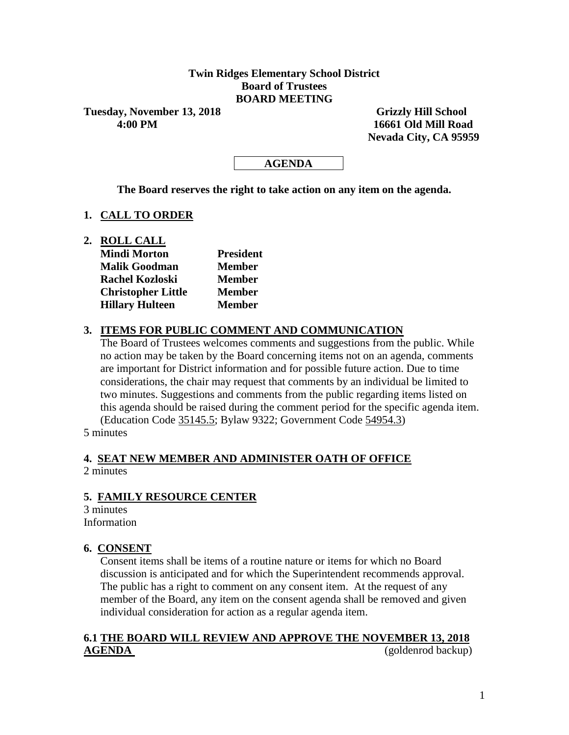**Twin Ridges Elementary School District**
**Board of Trustees**
**BOARD MEETING**

**Tuesday, November 13, 2018**
**4:00 PM**

**Grizzly Hill School**
**16661 Old Mill Road**
**Nevada City, CA 95959**

**AGENDA**

**The Board reserves the right to take action on any item on the agenda.**

## 1. CALL TO ORDER

## 2. ROLL CALL

| | |
|---|---|
| **Mindi Morton** | **President** |
| **Malik Goodman** | **Member** |
| **Rachel Kozloski** | **Member** |
| **Christopher Little** | **Member** |
| **Hillary Hulteen** | **Member** |

## 3. ITEMS FOR PUBLIC COMMENT AND COMMUNICATION

The Board of Trustees welcomes comments and suggestions from the public. While no action may be taken by the Board concerning items not on an agenda, comments are important for District information and for possible future action. Due to time considerations, the chair may request that comments by an individual be limited to two minutes. Suggestions and comments from the public regarding items listed on this agenda should be raised during the comment period for the specific agenda item. (Education Code 35145.5; Bylaw 9322; Government Code 54954.3)

5 minutes

## 4. SEAT NEW MEMBER AND ADMINISTER OATH OF OFFICE

2 minutes

## 5. FAMILY RESOURCE CENTER

3 minutes
Information

## 6. CONSENT

Consent items shall be items of a routine nature or items for which no Board discussion is anticipated and for which the Superintendent recommends approval. The public has a right to comment on any consent item. At the request of any member of the Board, any item on the consent agenda shall be removed and given individual consideration for action as a regular agenda item.

### 6.1 THE BOARD WILL REVIEW AND APPROVE THE NOVEMBER 13, 2018 AGENDA

(goldenrod backup)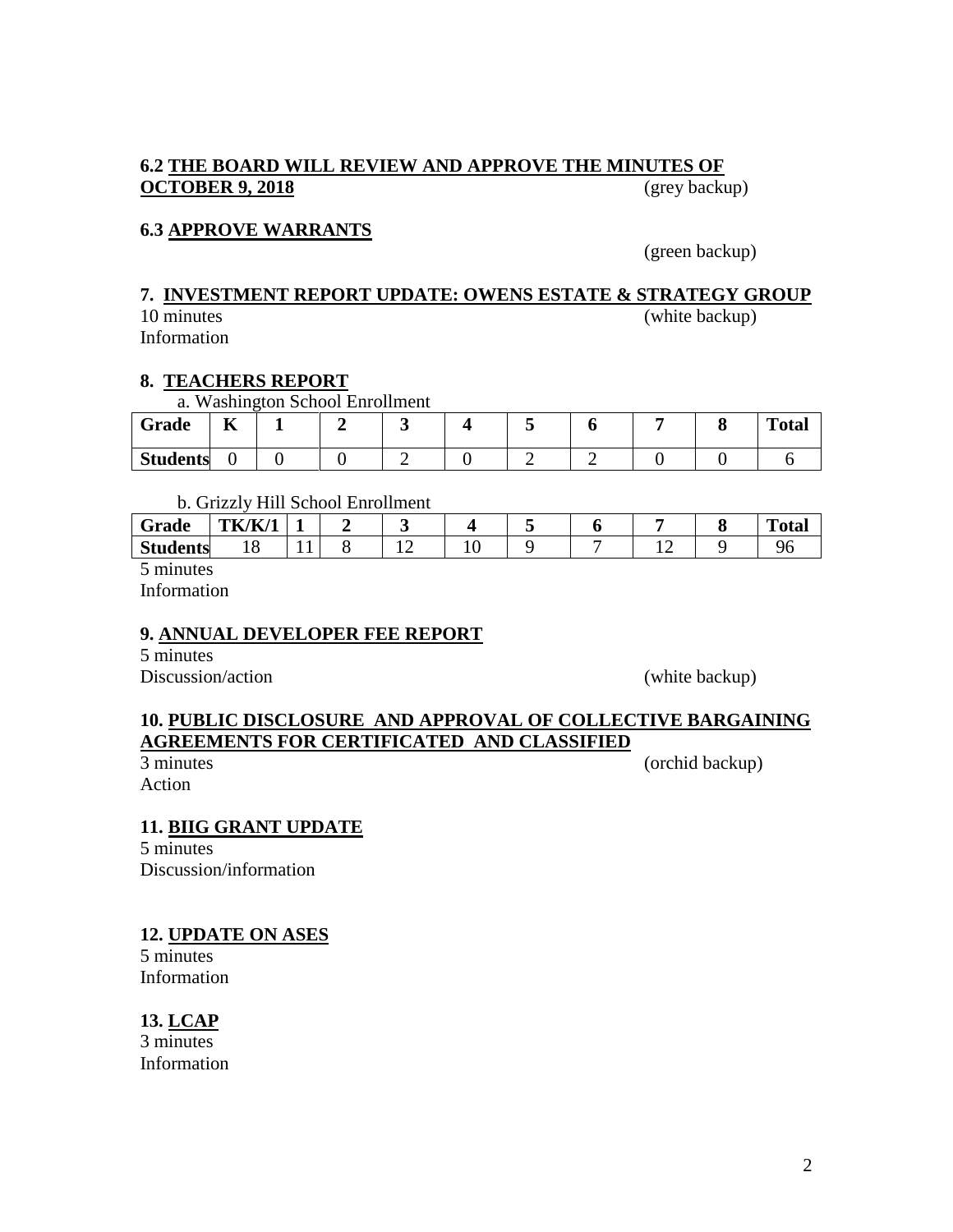**6.2 <u>THE BOARD WILL REVIEW AND APPROVE THE MINUTES OF OCTOBER 9, 2018</u>** (grey backup)

**6.3 <u>APPROVE WARRANTS</u>**

(green backup)

**7. <u>INVESTMENT REPORT UPDATE: OWENS ESTATE & STRATEGY GROUP</u>**

10 minutes (white backup)

Information

**8. <u>TEACHERS REPORT</u>**

a. Washington School Enrollment

| **Grade** | **K** | **1** | **2** | **3** | **4** | **5** | **6** | **7** | **8** | **Total** |
|---|---|---|---|---|---|---|---|---|---|---|
| **Students** | 0 | 0 | 0 | 2 | 0 | 2 | 2 | 0 | 0 | 6 |

b. Grizzly Hill School Enrollment

| **Grade** | **TK/K/1** | **1** | **2** | **3** | **4** | **5** | **6** | **7** | **8** | **Total** |
|---|---|---|---|---|---|---|---|---|---|---|
| **Students** | 18 | 11 | 8 | 12 | 10 | 9 | 7 | 12 | 9 | 96 |

5 minutes

Information

**9. <u>ANNUAL DEVELOPER FEE REPORT</u>**

5 minutes

Discussion/action (white backup)

**10. <u>PUBLIC DISCLOSURE AND APPROVAL OF COLLECTIVE BARGAINING AGREEMENTS FOR CERTIFICATED AND CLASSIFIED</u>**

3 minutes (orchid backup)

Action

**11. <u>BIIG GRANT UPDATE</u>**

5 minutes

Discussion/information

**12. <u>UPDATE ON ASES</u>**

5 minutes

Information

**13. <u>LCAP</u>**

3 minutes

Information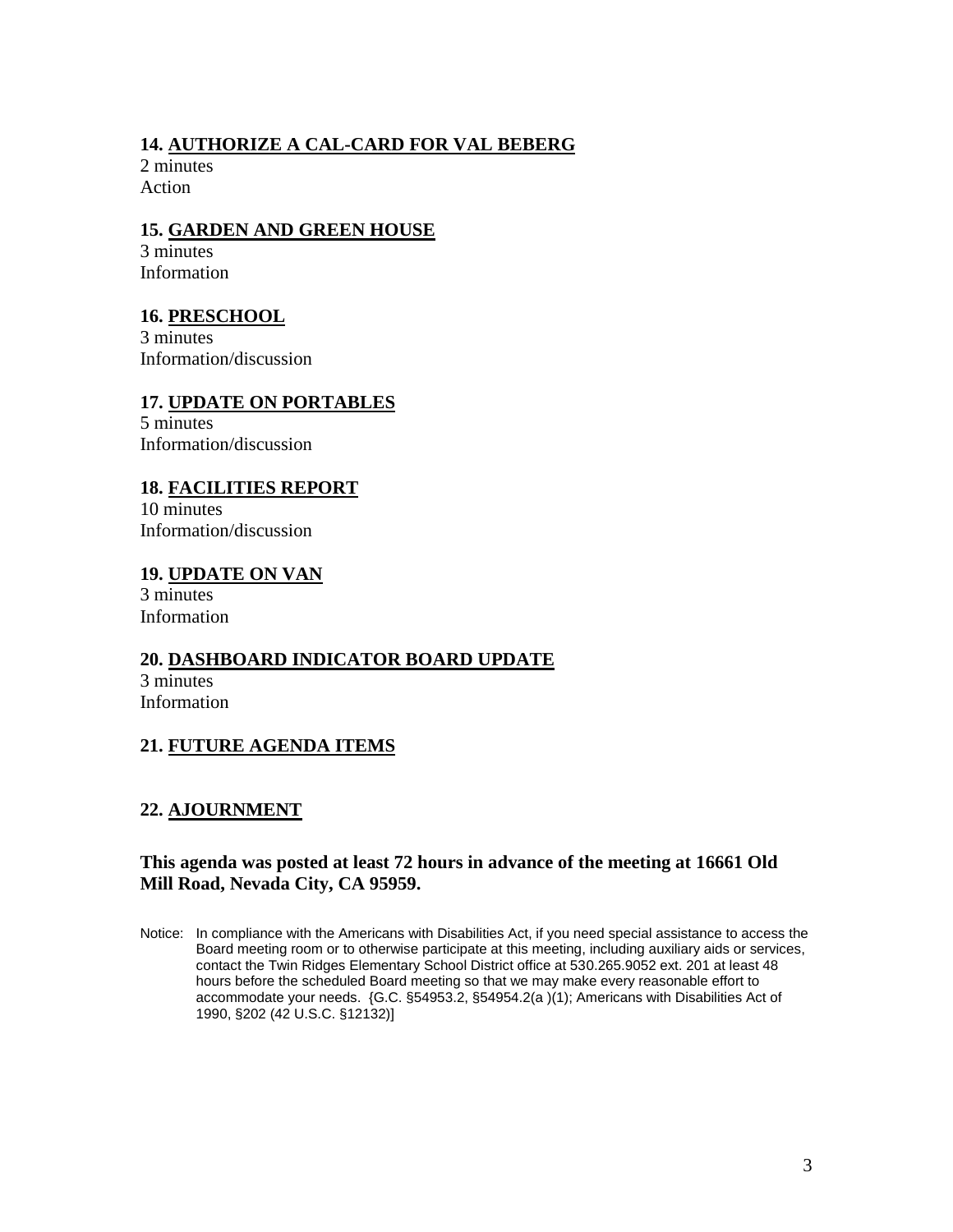### 14. <u>AUTHORIZE A CAL-CARD FOR VAL BEBERG</u>

2 minutes
Action

### 15. <u>GARDEN AND GREEN HOUSE</u>

3 minutes
Information

### 16. <u>PRESCHOOL</u>

3 minutes
Information/discussion

### 17. <u>UPDATE ON PORTABLES</u>

5 minutes
Information/discussion

### 18. <u>FACILITIES REPORT</u>

10 minutes
Information/discussion

### 19. <u>UPDATE ON VAN</u>

3 minutes
Information

### 20. <u>DASHBOARD INDICATOR BOARD UPDATE</u>

3 minutes
Information

### 21. <u>FUTURE AGENDA ITEMS</u>

### 22. <u>AJOURNMENT</u>

**This agenda was posted at least 72 hours in advance of the meeting at 16661 Old Mill Road, Nevada City, CA 95959.**

Notice: In compliance with the Americans with Disabilities Act, if you need special assistance to access the Board meeting room or to otherwise participate at this meeting, including auxiliary aids or services, contact the Twin Ridges Elementary School District office at 530.265.9052 ext. 201 at least 48 hours before the scheduled Board meeting so that we may make every reasonable effort to accommodate your needs. {G.C. §54953.2, §54954.2(a )(1); Americans with Disabilities Act of 1990, §202 (42 U.S.C. §12132)]